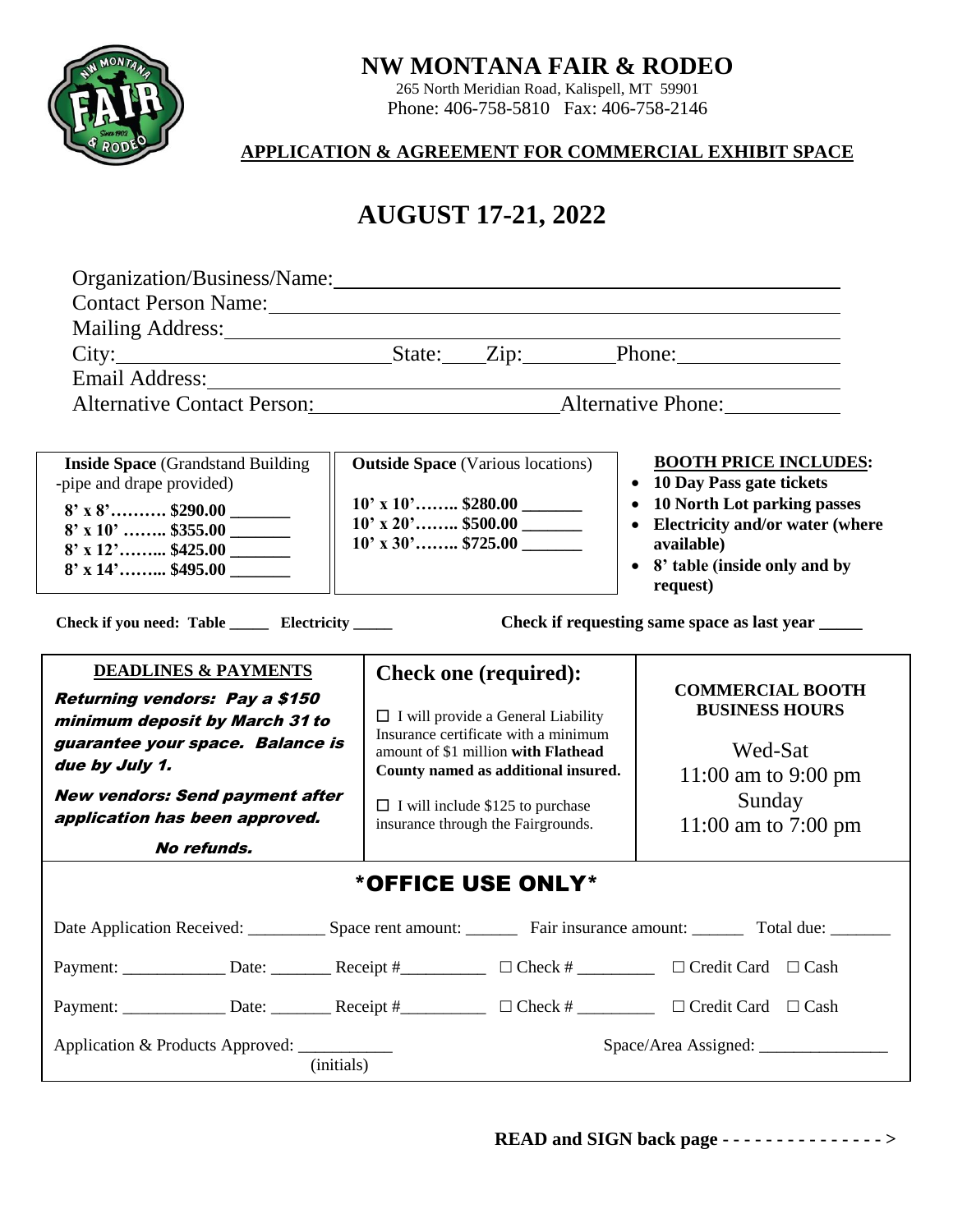# NW MONTANA FAIR & RODEO

265 North Meridian Road, Kalispell, MT 59901
Phone: 406-758-5810 Fax: 406-758-2146

## APPLICATION & AGREEMENT FOR COMMERCIAL EXHIBIT SPACE

## AUGUST 17-21, 2022

Organization/Business/Name: ______________________________

Contact Person Name: ______________________________

Mailing Address: ______________________________

City: ______________ State: ____ Zip: ________ Phone: ______________

Email Address: ______________________________

Alternative Contact Person: ______________________ Alternative Phone: ___________

| **Inside Space** (Grandstand Building -pipe and drape provided) | **Outside Space** (Various locations) |
|---|---|
| **8' x 8'………. $290.00** _______ | **10' x 10'…….. $280.00** _______ |
| **8' x 10' …….. $355.00** _______ | **10' x 20'…….. $500.00** _______ |
| **8' x 12'…….. $425.00** _______ | **10' x 30'…….. $725.00** _______ |
| **8' x 14'…….. $495.00** _______ | |

**BOOTH PRICE INCLUDES:**

- **10 Day Pass gate tickets**
- **10 North Lot parking passes**
- **Electricity and/or water (where available)**
- **8' table (inside only and by request)**

**Check if you need: Table _____ Electricity _____**

**Check if requesting same space as last year _____**

| **DEADLINES & PAYMENTS** | **Check one (required):** | **COMMERCIAL BOOTH BUSINESS HOURS** |
|---|---|---|
| ***Returning vendors: Pay a $150 minimum deposit by March 31 to guarantee your space. Balance is due by July 1.*** ***New vendors: Send payment after application has been approved.*** ***No refunds.*** | ☐ I will provide a General Liability Insurance certificate with a minimum amount of $1 million **with Flathead County named as additional insured.** ☐ I will include $125 to purchase insurance through the Fairgrounds. | Wed-Sat 11:00 am to 9:00 pm Sunday 11:00 am to 7:00 pm |

### \*OFFICE USE ONLY\*

Date Application Received: _________ Space rent amount: ______ Fair insurance amount: ______ Total due: _______

Payment: ____________ Date: _______ Receipt #__________ ☐ Check # _________ ☐ Credit Card ☐ Cash

Payment: ____________ Date: _______ Receipt #__________ ☐ Check # _________ ☐ Credit Card ☐ Cash

Application & Products Approved: ___________ (initials)

Space/Area Assigned: _______________

**READ and SIGN back page - - - - - - - - - - - - - - - >**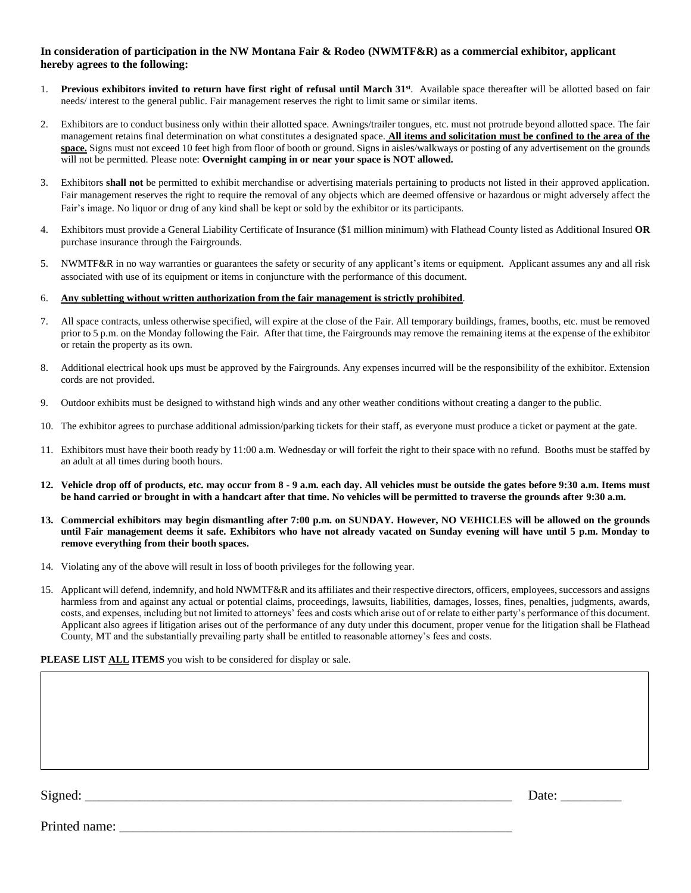**In consideration of participation in the NW Montana Fair & Rodeo (NWMTF&R) as a commercial exhibitor, applicant hereby agrees to the following:**

1. **Previous exhibitors invited to return have first right of refusal until March 31st**. Available space thereafter will be allotted based on fair needs/ interest to the general public. Fair management reserves the right to limit same or similar items.
2. Exhibitors are to conduct business only within their allotted space. Awnings/trailer tongues, etc. must not protrude beyond allotted space. The fair management retains final determination on what constitutes a designated space. **<u>All items and solicitation must be confined to the area of the space.</u>** Signs must not exceed 10 feet high from floor of booth or ground. Signs in aisles/walkways or posting of any advertisement on the grounds will not be permitted. Please note: **Overnight camping in or near your space is NOT allowed.**
3. Exhibitors **shall not** be permitted to exhibit merchandise or advertising materials pertaining to products not listed in their approved application. Fair management reserves the right to require the removal of any objects which are deemed offensive or hazardous or might adversely affect the Fair's image. No liquor or drug of any kind shall be kept or sold by the exhibitor or its participants.
4. Exhibitors must provide a General Liability Certificate of Insurance ($1 million minimum) with Flathead County listed as Additional Insured **OR** purchase insurance through the Fairgrounds.
5. NWMTF&R in no way warranties or guarantees the safety or security of any applicant's items or equipment. Applicant assumes any and all risk associated with use of its equipment or items in conjuncture with the performance of this document.
6. **<u>Any subletting without written authorization from the fair management is strictly prohibited</u>**.
7. All space contracts, unless otherwise specified, will expire at the close of the Fair. All temporary buildings, frames, booths, etc. must be removed prior to 5 p.m. on the Monday following the Fair. After that time, the Fairgrounds may remove the remaining items at the expense of the exhibitor or retain the property as its own.
8. Additional electrical hook ups must be approved by the Fairgrounds. Any expenses incurred will be the responsibility of the exhibitor. Extension cords are not provided.
9. Outdoor exhibits must be designed to withstand high winds and any other weather conditions without creating a danger to the public.
10. The exhibitor agrees to purchase additional admission/parking tickets for their staff, as everyone must produce a ticket or payment at the gate.
11. Exhibitors must have their booth ready by 11:00 a.m. Wednesday or will forfeit the right to their space with no refund. Booths must be staffed by an adult at all times during booth hours.
12. **Vehicle drop off of products, etc. may occur from 8 - 9 a.m. each day. All vehicles must be outside the gates before 9:30 a.m. Items must be hand carried or brought in with a handcart after that time. No vehicles will be permitted to traverse the grounds after 9:30 a.m.**
13. **Commercial exhibitors may begin dismantling after 7:00 p.m. on SUNDAY. However, NO VEHICLES will be allowed on the grounds until Fair management deems it safe. Exhibitors who have not already vacated on Sunday evening will have until 5 p.m. Monday to remove everything from their booth spaces.**
14. Violating any of the above will result in loss of booth privileges for the following year.
15. Applicant will defend, indemnify, and hold NWMTF&R and its affiliates and their respective directors, officers, employees, successors and assigns harmless from and against any actual or potential claims, proceedings, lawsuits, liabilities, damages, losses, fines, penalties, judgments, awards, costs, and expenses, including but not limited to attorneys' fees and costs which arise out of or relate to either party's performance of this document. Applicant also agrees if litigation arises out of the performance of any duty under this document, proper venue for the litigation shall be Flathead County, MT and the substantially prevailing party shall be entitled to reasonable attorney's fees and costs.

**PLEASE LIST <u>ALL</u> ITEMS** you wish to be considered for display or sale.

Signed: ______________________________________________ Date: _________

Printed name: ______________________________________________